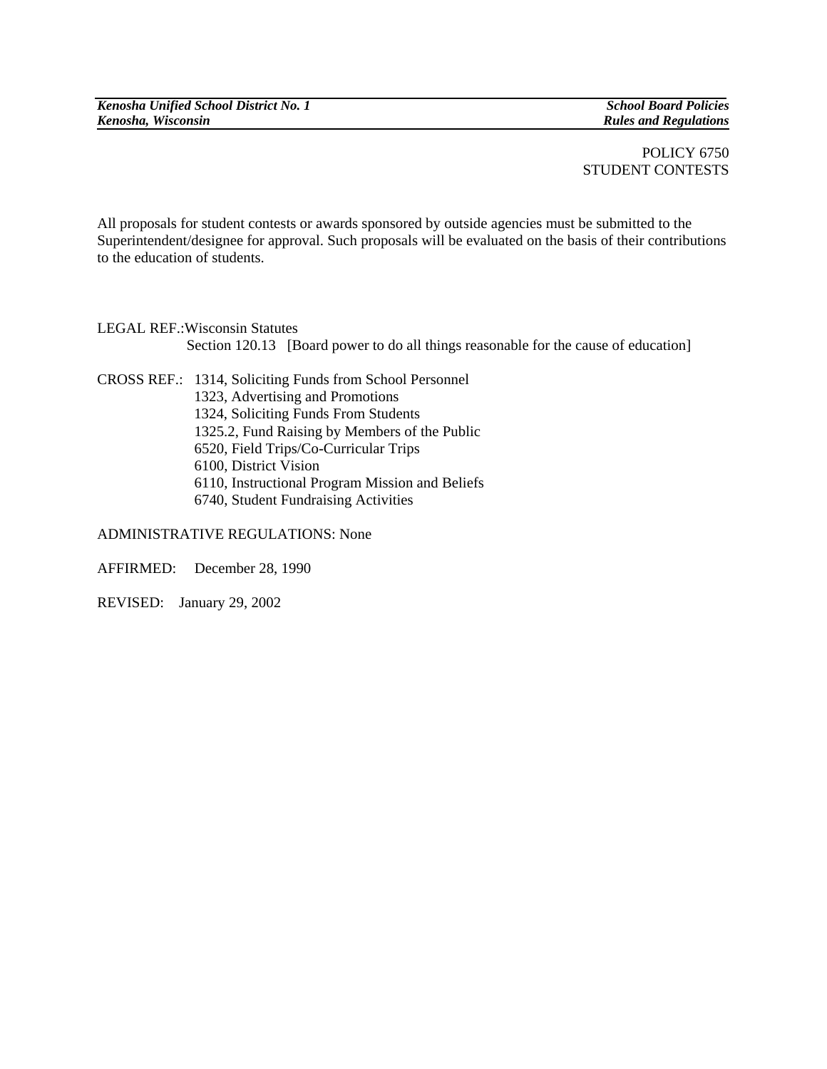POLICY 6750
STUDENT CONTESTS

All proposals for student contests or awards sponsored by outside agencies must be submitted to the Superintendent/designee for approval. Such proposals will be evaluated on the basis of their contributions to the education of students.

LEGAL REF.: Wisconsin Statutes
Section 120.13 [Board power to do all things reasonable for the cause of education]

CROSS REF.: 1314, Soliciting Funds from School Personnel
1323, Advertising and Promotions
1324, Soliciting Funds From Students
1325.2, Fund Raising by Members of the Public
6520, Field Trips/Co-Curricular Trips
6100, District Vision
6110, Instructional Program Mission and Beliefs
6740, Student Fundraising Activities

ADMINISTRATIVE REGULATIONS: None

AFFIRMED: December 28, 1990

REVISED: January 29, 2002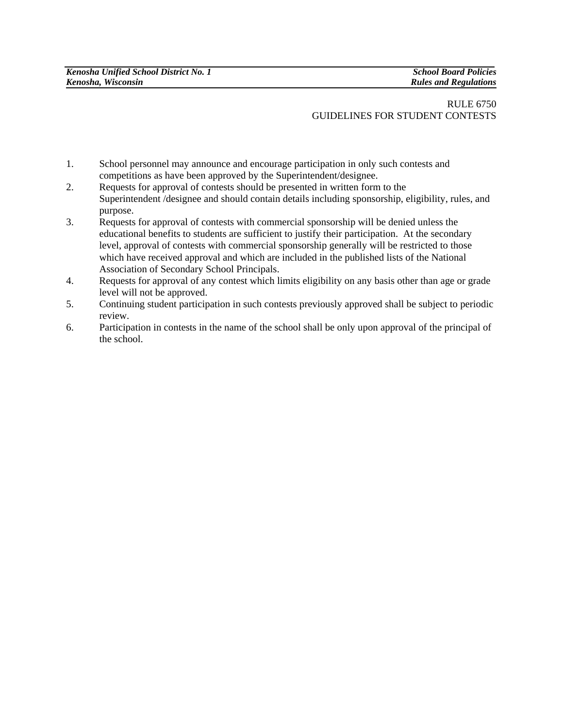RULE 6750
GUIDELINES FOR STUDENT CONTESTS

1. School personnel may announce and encourage participation in only such contests and competitions as have been approved by the Superintendent/designee.
2. Requests for approval of contests should be presented in written form to the Superintendent /designee and should contain details including sponsorship, eligibility, rules, and purpose.
3. Requests for approval of contests with commercial sponsorship will be denied unless the educational benefits to students are sufficient to justify their participation. At the secondary level, approval of contests with commercial sponsorship generally will be restricted to those which have received approval and which are included in the published lists of the National Association of Secondary School Principals.
4. Requests for approval of any contest which limits eligibility on any basis other than age or grade level will not be approved.
5. Continuing student participation in such contests previously approved shall be subject to periodic review.
6. Participation in contests in the name of the school shall be only upon approval of the principal of the school.